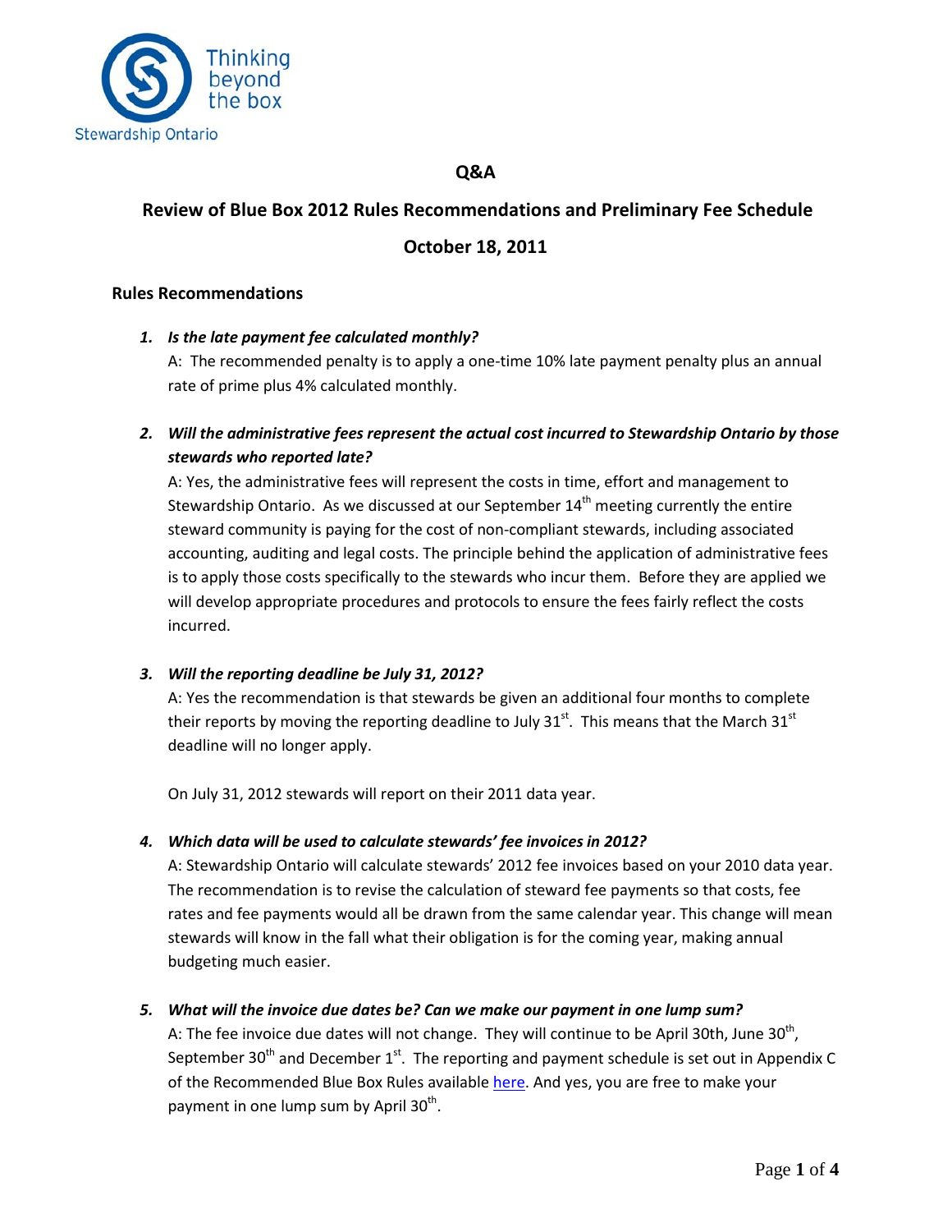## Q&A

## Review of Blue Box 2012 Rules Recommendations and Preliminary Fee Schedule

## October 18, 2011

### Rules Recommendations

1. ***Is the late payment fee calculated monthly?***

   A: The recommended penalty is to apply a one-time 10% late payment penalty plus an annual rate of prime plus 4% calculated monthly.

2. ***Will the administrative fees represent the actual cost incurred to Stewardship Ontario by those stewards who reported late?***

   A: Yes, the administrative fees will represent the costs in time, effort and management to Stewardship Ontario. As we discussed at our September 14th meeting currently the entire steward community is paying for the cost of non-compliant stewards, including associated accounting, auditing and legal costs. The principle behind the application of administrative fees is to apply those costs specifically to the stewards who incur them. Before they are applied we will develop appropriate procedures and protocols to ensure the fees fairly reflect the costs incurred.

3. ***Will the reporting deadline be July 31, 2012?***

   A: Yes the recommendation is that stewards be given an additional four months to complete their reports by moving the reporting deadline to July 31st. This means that the March 31st deadline will no longer apply.

   On July 31, 2012 stewards will report on their 2011 data year.

4. ***Which data will be used to calculate stewards' fee invoices in 2012?***

   A: Stewardship Ontario will calculate stewards' 2012 fee invoices based on your 2010 data year. The recommendation is to revise the calculation of steward fee payments so that costs, fee rates and fee payments would all be drawn from the same calendar year. This change will mean stewards will know in the fall what their obligation is for the coming year, making annual budgeting much easier.

5. ***What will the invoice due dates be? Can we make our payment in one lump sum?***

   A: The fee invoice due dates will not change. They will continue to be April 30th, June 30th, September 30th and December 1st. The reporting and payment schedule is set out in Appendix C of the Recommended Blue Box Rules available here. And yes, you are free to make your payment in one lump sum by April 30th.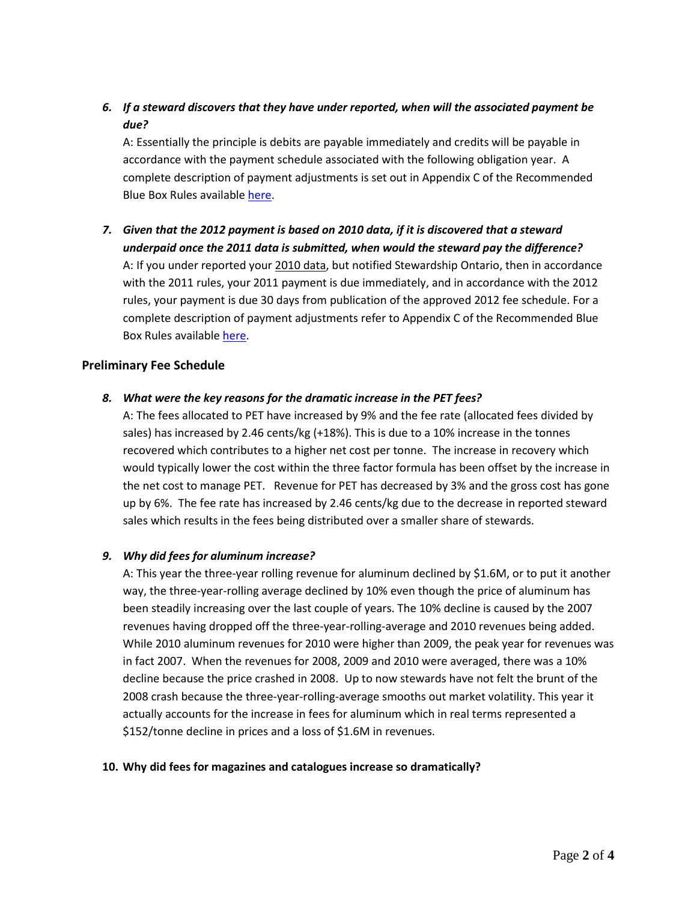6. ***If a steward discovers that they have under reported, when will the associated payment be due?***

   A: Essentially the principle is debits are payable immediately and credits will be payable in accordance with the payment schedule associated with the following obligation year. A complete description of payment adjustments is set out in Appendix C of the Recommended Blue Box Rules available here.

7. ***Given that the 2012 payment is based on 2010 data, if it is discovered that a steward underpaid once the 2011 data is submitted, when would the steward pay the difference?***

   A: If you under reported your 2010 data, but notified Stewardship Ontario, then in accordance with the 2011 rules, your 2011 payment is due immediately, and in accordance with the 2012 rules, your payment is due 30 days from publication of the approved 2012 fee schedule. For a complete description of payment adjustments refer to Appendix C of the Recommended Blue Box Rules available here.

## Preliminary Fee Schedule

8. ***What were the key reasons for the dramatic increase in the PET fees?***

   A: The fees allocated to PET have increased by 9% and the fee rate (allocated fees divided by sales) has increased by 2.46 cents/kg (+18%). This is due to a 10% increase in the tonnes recovered which contributes to a higher net cost per tonne. The increase in recovery which would typically lower the cost within the three factor formula has been offset by the increase in the net cost to manage PET. Revenue for PET has decreased by 3% and the gross cost has gone up by 6%. The fee rate has increased by 2.46 cents/kg due to the decrease in reported steward sales which results in the fees being distributed over a smaller share of stewards.

9. ***Why did fees for aluminum increase?***

   A: This year the three-year rolling revenue for aluminum declined by $1.6M, or to put it another way, the three-year-rolling average declined by 10% even though the price of aluminum has been steadily increasing over the last couple of years. The 10% decline is caused by the 2007 revenues having dropped off the three-year-rolling-average and 2010 revenues being added. While 2010 aluminum revenues for 2010 were higher than 2009, the peak year for revenues was in fact 2007. When the revenues for 2008, 2009 and 2010 were averaged, there was a 10% decline because the price crashed in 2008. Up to now stewards have not felt the brunt of the 2008 crash because the three-year-rolling-average smooths out market volatility. This year it actually accounts for the increase in fees for aluminum which in real terms represented a $152/tonne decline in prices and a loss of $1.6M in revenues.

10. **Why did fees for magazines and catalogues increase so dramatically?**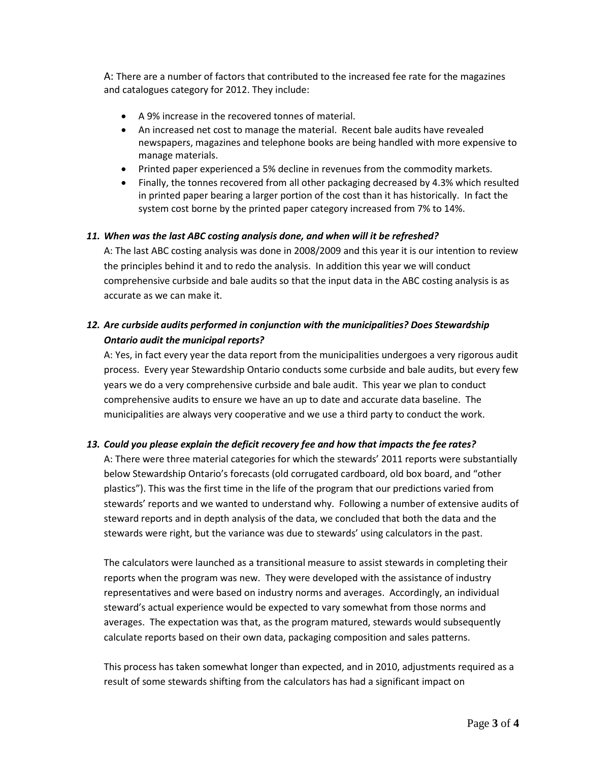A: There are a number of factors that contributed to the increased fee rate for the magazines and catalogues category for 2012. They include:

- A 9% increase in the recovered tonnes of material.
- An increased net cost to manage the material. Recent bale audits have revealed newspapers, magazines and telephone books are being handled with more expensive to manage materials.
- Printed paper experienced a 5% decline in revenues from the commodity markets.
- Finally, the tonnes recovered from all other packaging decreased by 4.3% which resulted in printed paper bearing a larger portion of the cost than it has historically. In fact the system cost borne by the printed paper category increased from 7% to 14%.

11. ***When was the last ABC costing analysis done, and when will it be refreshed?***

A: The last ABC costing analysis was done in 2008/2009 and this year it is our intention to review the principles behind it and to redo the analysis. In addition this year we will conduct comprehensive curbside and bale audits so that the input data in the ABC costing analysis is as accurate as we can make it.

12. ***Are curbside audits performed in conjunction with the municipalities? Does Stewardship Ontario audit the municipal reports?***

A: Yes, in fact every year the data report from the municipalities undergoes a very rigorous audit process. Every year Stewardship Ontario conducts some curbside and bale audits, but every few years we do a very comprehensive curbside and bale audit. This year we plan to conduct comprehensive audits to ensure we have an up to date and accurate data baseline. The municipalities are always very cooperative and we use a third party to conduct the work.

13. ***Could you please explain the deficit recovery fee and how that impacts the fee rates?***

A: There were three material categories for which the stewards' 2011 reports were substantially below Stewardship Ontario's forecasts (old corrugated cardboard, old box board, and "other plastics"). This was the first time in the life of the program that our predictions varied from stewards' reports and we wanted to understand why. Following a number of extensive audits of steward reports and in depth analysis of the data, we concluded that both the data and the stewards were right, but the variance was due to stewards' using calculators in the past.

The calculators were launched as a transitional measure to assist stewards in completing their reports when the program was new. They were developed with the assistance of industry representatives and were based on industry norms and averages. Accordingly, an individual steward's actual experience would be expected to vary somewhat from those norms and averages. The expectation was that, as the program matured, stewards would subsequently calculate reports based on their own data, packaging composition and sales patterns.

This process has taken somewhat longer than expected, and in 2010, adjustments required as a result of some stewards shifting from the calculators has had a significant impact on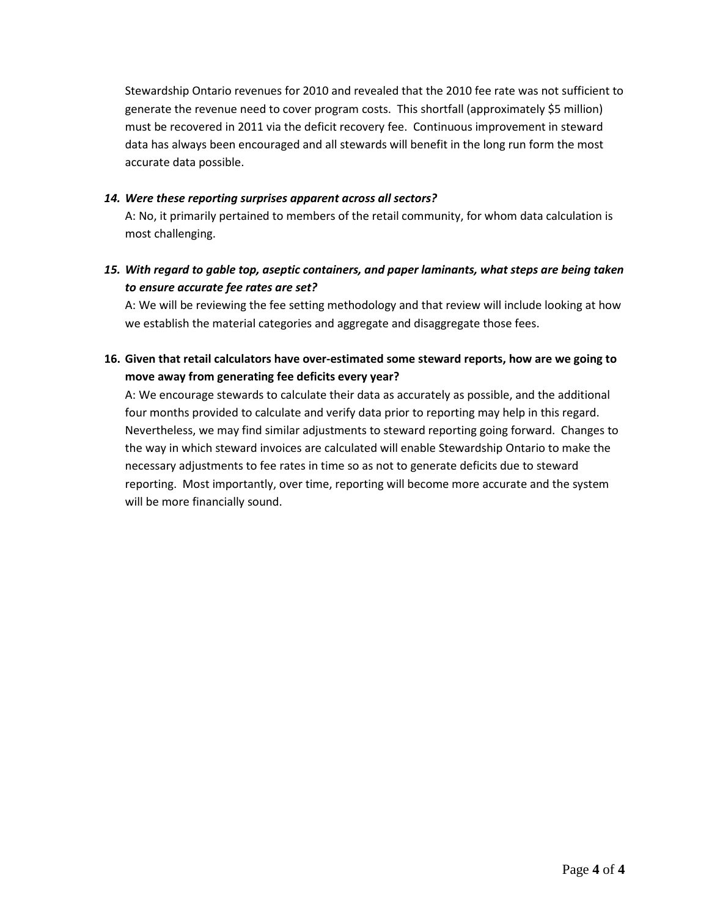Stewardship Ontario revenues for 2010 and revealed that the 2010 fee rate was not sufficient to generate the revenue need to cover program costs. This shortfall (approximately $5 million) must be recovered in 2011 via the deficit recovery fee. Continuous improvement in steward data has always been encouraged and all stewards will benefit in the long run form the most accurate data possible.

14. ***Were these reporting surprises apparent across all sectors?***

    A: No, it primarily pertained to members of the retail community, for whom data calculation is most challenging.

15. ***With regard to gable top, aseptic containers, and paper laminants, what steps are being taken to ensure accurate fee rates are set?***

    A: We will be reviewing the fee setting methodology and that review will include looking at how we establish the material categories and aggregate and disaggregate those fees.

16. **Given that retail calculators have over-estimated some steward reports, how are we going to move away from generating fee deficits every year?**

    A: We encourage stewards to calculate their data as accurately as possible, and the additional four months provided to calculate and verify data prior to reporting may help in this regard. Nevertheless, we may find similar adjustments to steward reporting going forward. Changes to the way in which steward invoices are calculated will enable Stewardship Ontario to make the necessary adjustments to fee rates in time so as not to generate deficits due to steward reporting. Most importantly, over time, reporting will become more accurate and the system will be more financially sound.